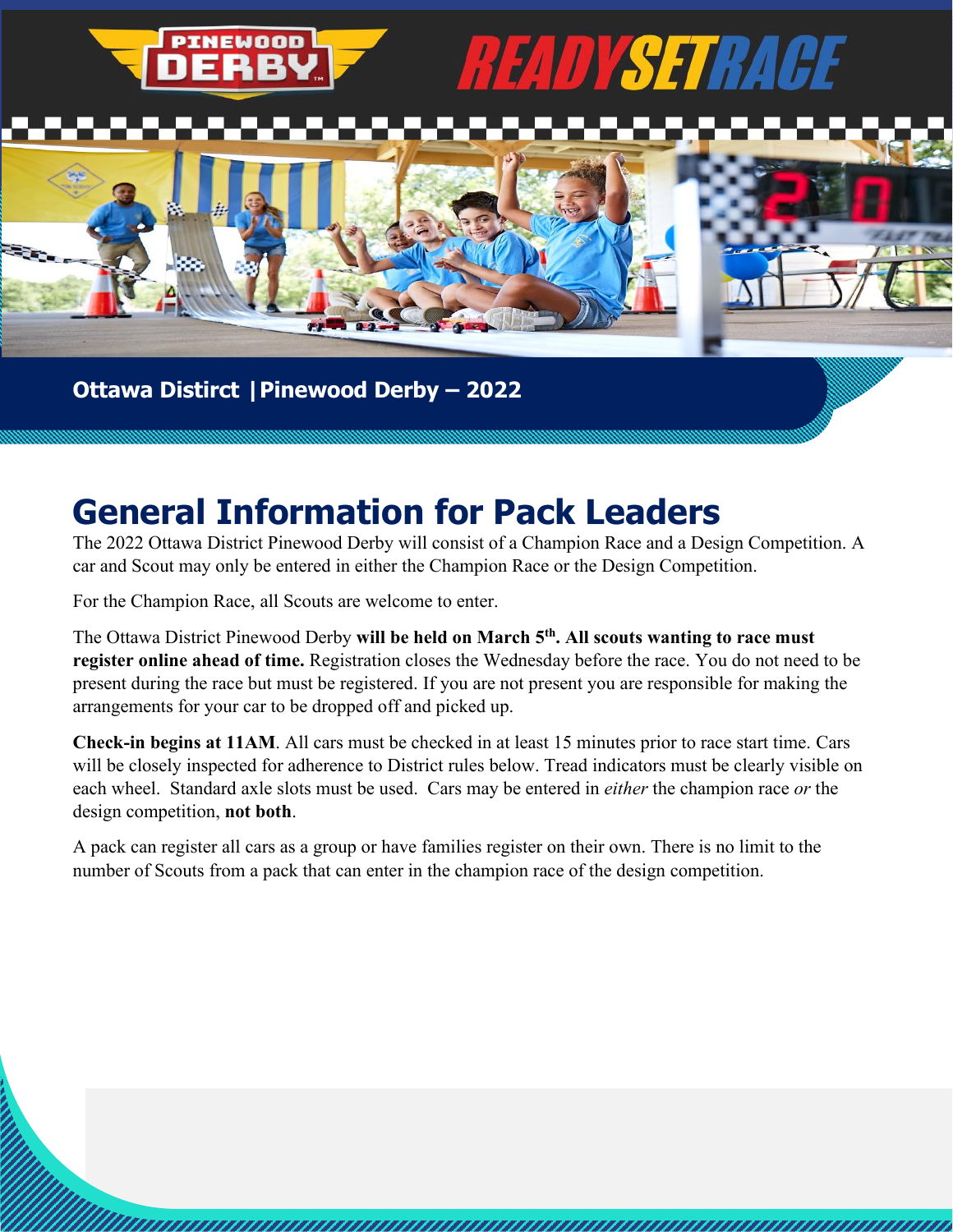PINEWOOD DERBY READYSETRACE

Ottawa Distirct | Pinewood Derby – 2022

# General Information for Pack Leaders

The 2022 Ottawa District Pinewood Derby will consist of a Champion Race and a Design Competition. A car and Scout may only be entered in either the Champion Race or the Design Competition.

For the Champion Race, all Scouts are welcome to enter.

The Ottawa District Pinewood Derby **will be held on March 5th. All scouts wanting to race must register online ahead of time.** Registration closes the Wednesday before the race. You do not need to be present during the race but must be registered. If you are not present you are responsible for making the arrangements for your car to be dropped off and picked up.

**Check-in begins at 11AM**. All cars must be checked in at least 15 minutes prior to race start time. Cars will be closely inspected for adherence to District rules below. Tread indicators must be clearly visible on each wheel. Standard axle slots must be used. Cars may be entered in *either* the champion race *or* the design competition, **not both**.

A pack can register all cars as a group or have families register on their own. There is no limit to the number of Scouts from a pack that can enter in the champion race of the design competition.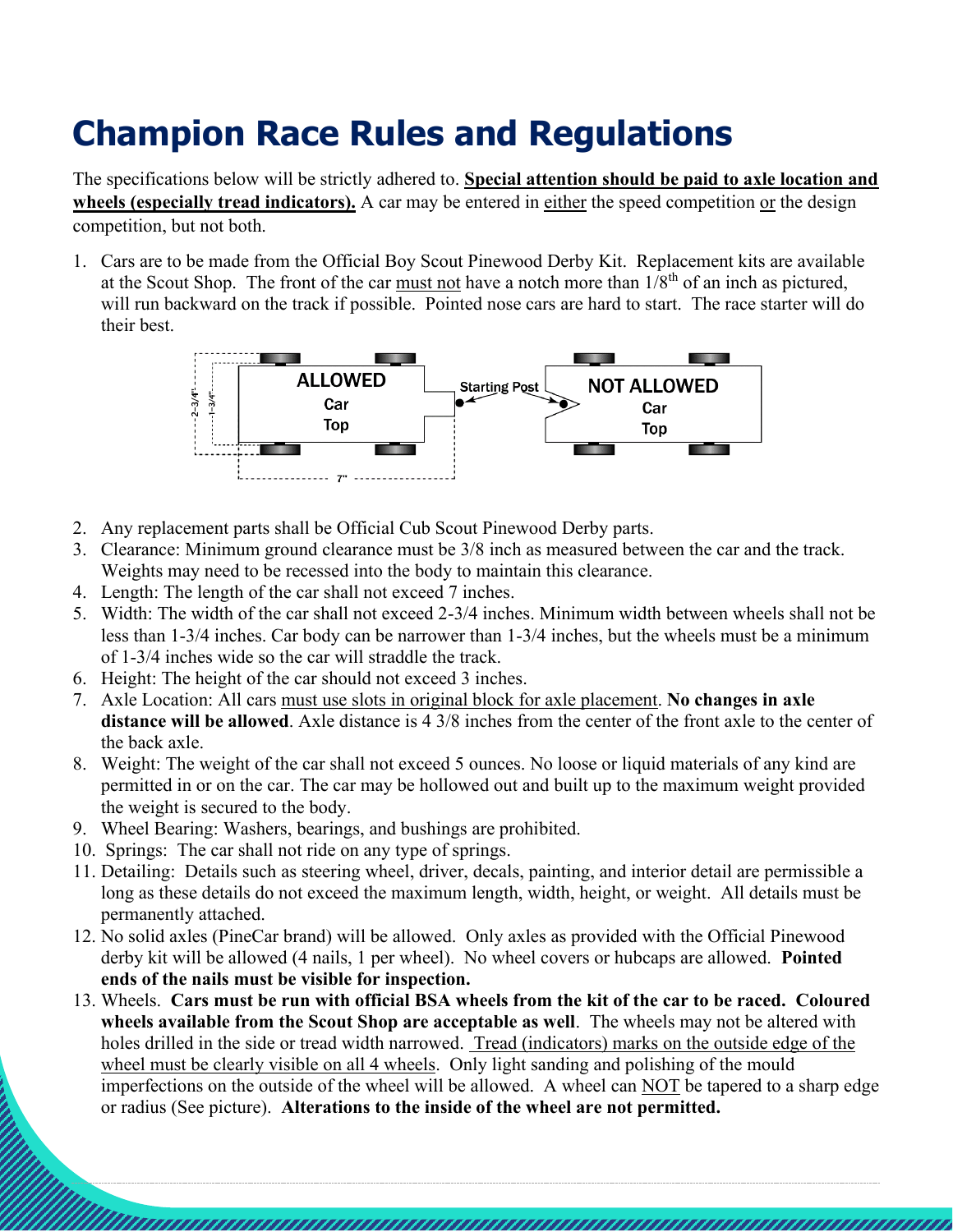# Champion Race Rules and Regulations

The specifications below will be strictly adhered to. **Special attention should be paid to axle location and wheels (especially tread indicators).** A car may be entered in either the speed competition or the design competition, but not both.

1. Cars are to be made from the Official Boy Scout Pinewood Derby Kit. Replacement kits are available at the Scout Shop. The front of the car must not have a notch more than 1/8th of an inch as pictured, will run backward on the track if possible. Pointed nose cars are hard to start. The race starter will do their best.

ALLOWED Car Top — Starting Post — NOT ALLOWED Car Top — 2-3/4" — 1-3/4" — 7"

2. Any replacement parts shall be Official Cub Scout Pinewood Derby parts.
3. Clearance: Minimum ground clearance must be 3/8 inch as measured between the car and the track. Weights may need to be recessed into the body to maintain this clearance.
4. Length: The length of the car shall not exceed 7 inches.
5. Width: The width of the car shall not exceed 2-3/4 inches. Minimum width between wheels shall not be less than 1-3/4 inches. Car body can be narrower than 1-3/4 inches, but the wheels must be a minimum of 1-3/4 inches wide so the car will straddle the track.
6. Height: The height of the car should not exceed 3 inches.
7. Axle Location: All cars must use slots in original block for axle placement. **No changes in axle distance will be allowed**. Axle distance is 4 3/8 inches from the center of the front axle to the center of the back axle.
8. Weight: The weight of the car shall not exceed 5 ounces. No loose or liquid materials of any kind are permitted in or on the car. The car may be hollowed out and built up to the maximum weight provided the weight is secured to the body.
9. Wheel Bearing: Washers, bearings, and bushings are prohibited.
10. Springs: The car shall not ride on any type of springs.
11. Detailing: Details such as steering wheel, driver, decals, painting, and interior detail are permissible a long as these details do not exceed the maximum length, width, height, or weight. All details must be permanently attached.
12. No solid axles (PineCar brand) will be allowed. Only axles as provided with the Official Pinewood derby kit will be allowed (4 nails, 1 per wheel). No wheel covers or hubcaps are allowed. **Pointed ends of the nails must be visible for inspection.**
13. Wheels. **Cars must be run with official BSA wheels from the kit of the car to be raced. Coloured wheels available from the Scout Shop are acceptable as well**. The wheels may not be altered with holes drilled in the side or tread width narrowed. Tread (indicators) marks on the outside edge of the wheel must be clearly visible on all 4 wheels. Only light sanding and polishing of the mould imperfections on the outside of the wheel will be allowed. A wheel can NOT be tapered to a sharp edge or radius (See picture). **Alterations to the inside of the wheel are not permitted.**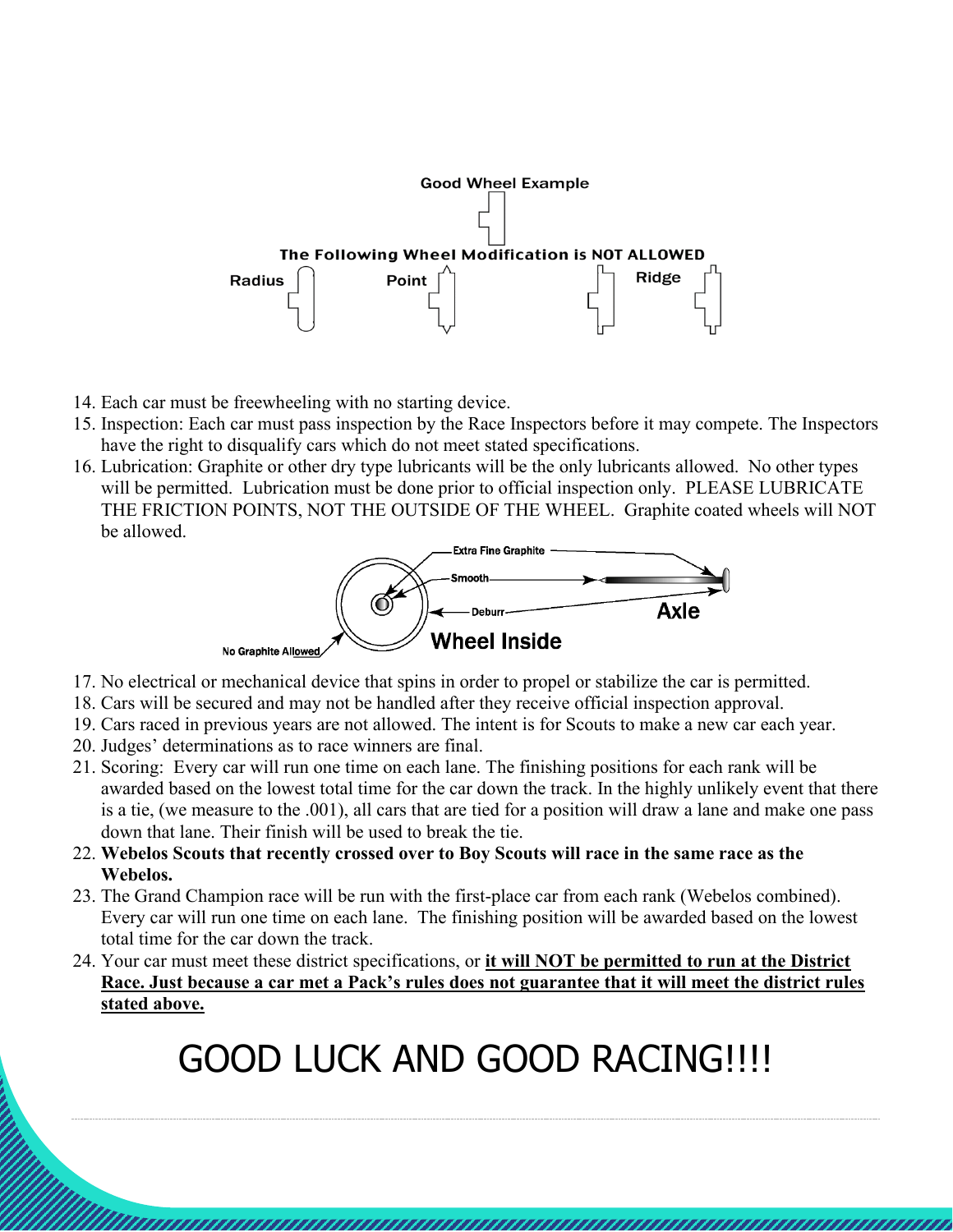Good Wheel Example

The Following Wheel Modification is NOT ALLOWED

Radius Point Ridge

14. Each car must be freewheeling with no starting device.
15. Inspection: Each car must pass inspection by the Race Inspectors before it may compete. The Inspectors have the right to disqualify cars which do not meet stated specifications.
16. Lubrication: Graphite or other dry type lubricants will be the only lubricants allowed. No other types will be permitted. Lubrication must be done prior to official inspection only. PLEASE LUBRICATE THE FRICTION POINTS, NOT THE OUTSIDE OF THE WHEEL. Graphite coated wheels will NOT be allowed.

Extra Fine Graphite

Smooth

Deburr

Axle

Wheel Inside

No Graphite Allowed

17. No electrical or mechanical device that spins in order to propel or stabilize the car is permitted.
18. Cars will be secured and may not be handled after they receive official inspection approval.
19. Cars raced in previous years are not allowed. The intent is for Scouts to make a new car each year.
20. Judges' determinations as to race winners are final.
21. Scoring: Every car will run one time on each lane. The finishing positions for each rank will be awarded based on the lowest total time for the car down the track. In the highly unlikely event that there is a tie, (we measure to the .001), all cars that are tied for a position will draw a lane and make one pass down that lane. Their finish will be used to break the tie.
22. **Webelos Scouts that recently crossed over to Boy Scouts will race in the same race as the Webelos.**
23. The Grand Champion race will be run with the first-place car from each rank (Webelos combined). Every car will run one time on each lane. The finishing position will be awarded based on the lowest total time for the car down the track.
24. Your car must meet these district specifications, or **it will NOT be permitted to run at the District Race. Just because a car met a Pack's rules does not guarantee that it will meet the district rules stated above.**

# GOOD LUCK AND GOOD RACING!!!!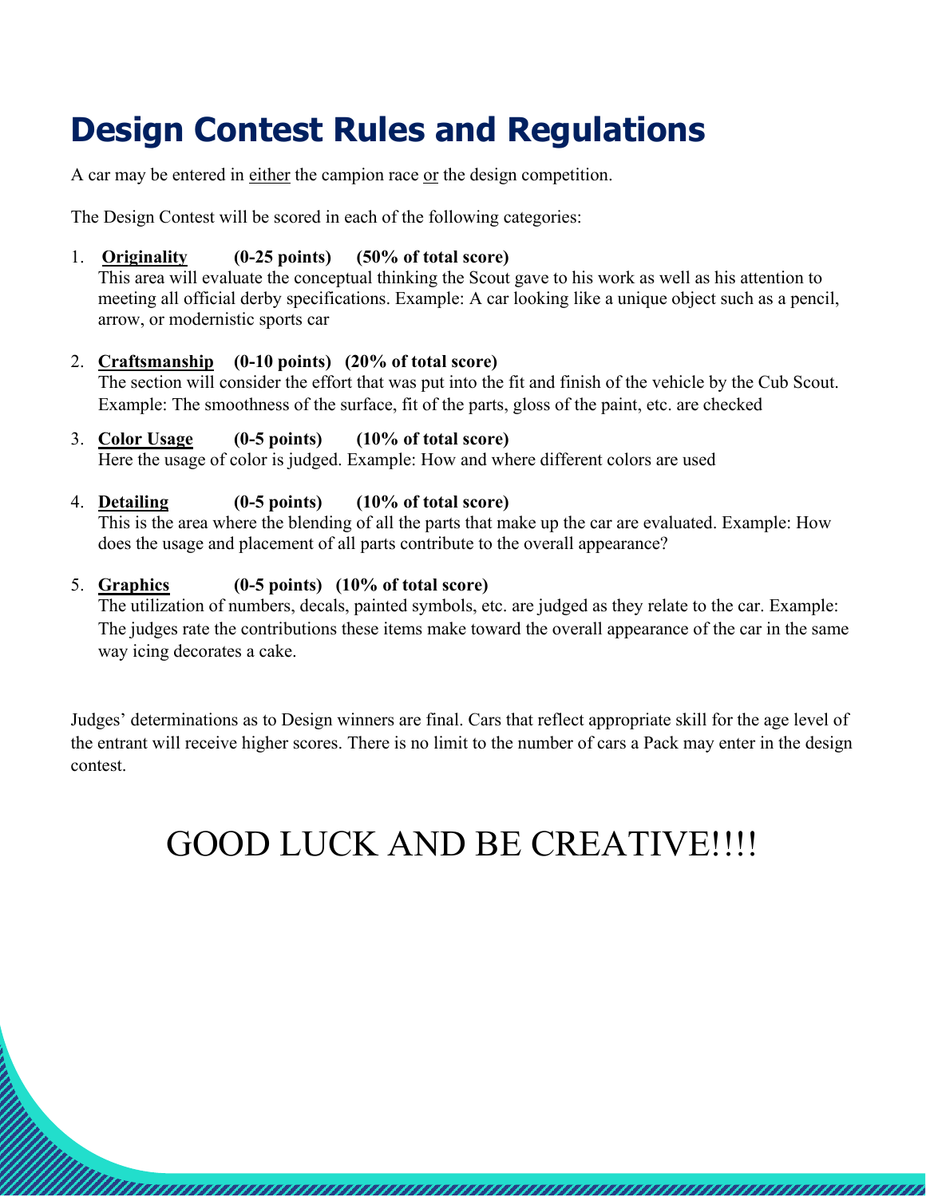# Design Contest Rules and Regulations

A car may be entered in <u>either</u> the campion race <u>or</u> the design competition.

The Design Contest will be scored in each of the following categories:

1. **<u>Originality</u> (0-25 points) (50% of total score)**
   This area will evaluate the conceptual thinking the Scout gave to his work as well as his attention to meeting all official derby specifications. Example: A car looking like a unique object such as a pencil, arrow, or modernistic sports car

2. **<u>Craftsmanship</u> (0-10 points) (20% of total score)**
   The section will consider the effort that was put into the fit and finish of the vehicle by the Cub Scout. Example: The smoothness of the surface, fit of the parts, gloss of the paint, etc. are checked

3. **<u>Color Usage</u> (0-5 points) (10% of total score)**
   Here the usage of color is judged. Example: How and where different colors are used

4. **<u>Detailing</u> (0-5 points) (10% of total score)**
   This is the area where the blending of all the parts that make up the car are evaluated. Example: How does the usage and placement of all parts contribute to the overall appearance?

5. **<u>Graphics</u> (0-5 points) (10% of total score)**
   The utilization of numbers, decals, painted symbols, etc. are judged as they relate to the car. Example: The judges rate the contributions these items make toward the overall appearance of the car in the same way icing decorates a cake.

Judges' determinations as to Design winners are final. Cars that reflect appropriate skill for the age level of the entrant will receive higher scores. There is no limit to the number of cars a Pack may enter in the design contest.

## GOOD LUCK AND BE CREATIVE!!!!